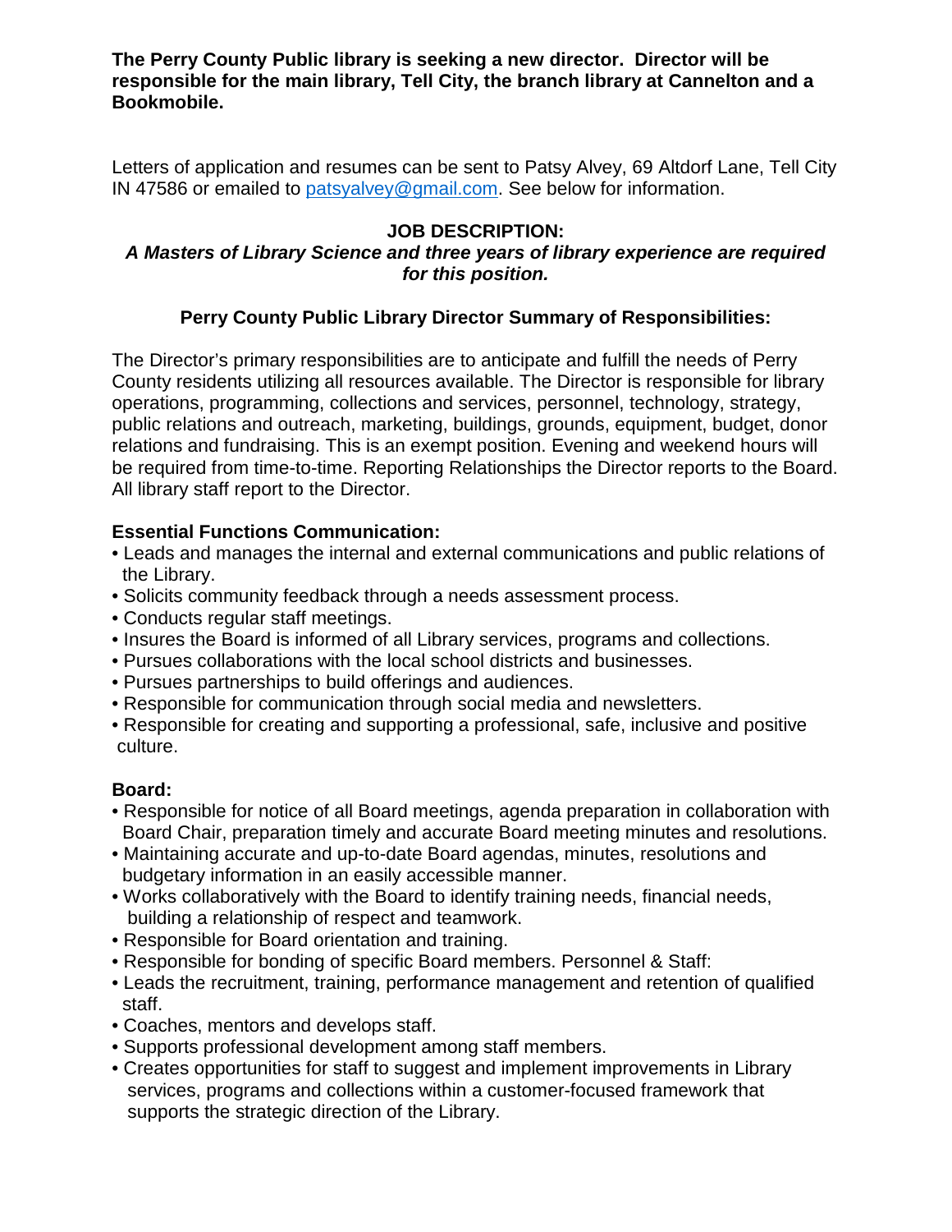**The Perry County Public library is seeking a new director. Director will be responsible for the main library, Tell City, the branch library at Cannelton and a Bookmobile.**

Letters of application and resumes can be sent to Patsy Alvey, 69 Altdorf Lane, Tell City IN 47586 or emailed to patsyalvey@gmail.com. See below for information.

## JOB DESCRIPTION:

***A Masters of Library Science and three years of library experience are required for this position.***

### Perry County Public Library Director Summary of Responsibilities:

The Director's primary responsibilities are to anticipate and fulfill the needs of Perry County residents utilizing all resources available. The Director is responsible for library operations, programming, collections and services, personnel, technology, strategy, public relations and outreach, marketing, buildings, grounds, equipment, budget, donor relations and fundraising. This is an exempt position. Evening and weekend hours will be required from time-to-time. Reporting Relationships the Director reports to the Board. All library staff report to the Director.

**Essential Functions Communication:**

- Leads and manages the internal and external communications and public relations of the Library.
- Solicits community feedback through a needs assessment process.
- Conducts regular staff meetings.
- Insures the Board is informed of all Library services, programs and collections.
- Pursues collaborations with the local school districts and businesses.
- Pursues partnerships to build offerings and audiences.
- Responsible for communication through social media and newsletters.
- Responsible for creating and supporting a professional, safe, inclusive and positive culture.

**Board:**

- Responsible for notice of all Board meetings, agenda preparation in collaboration with Board Chair, preparation timely and accurate Board meeting minutes and resolutions.
- Maintaining accurate and up-to-date Board agendas, minutes, resolutions and budgetary information in an easily accessible manner.
- Works collaboratively with the Board to identify training needs, financial needs, building a relationship of respect and teamwork.
- Responsible for Board orientation and training.
- Responsible for bonding of specific Board members. Personnel & Staff:
- Leads the recruitment, training, performance management and retention of qualified staff.
- Coaches, mentors and develops staff.
- Supports professional development among staff members.
- Creates opportunities for staff to suggest and implement improvements in Library services, programs and collections within a customer-focused framework that supports the strategic direction of the Library.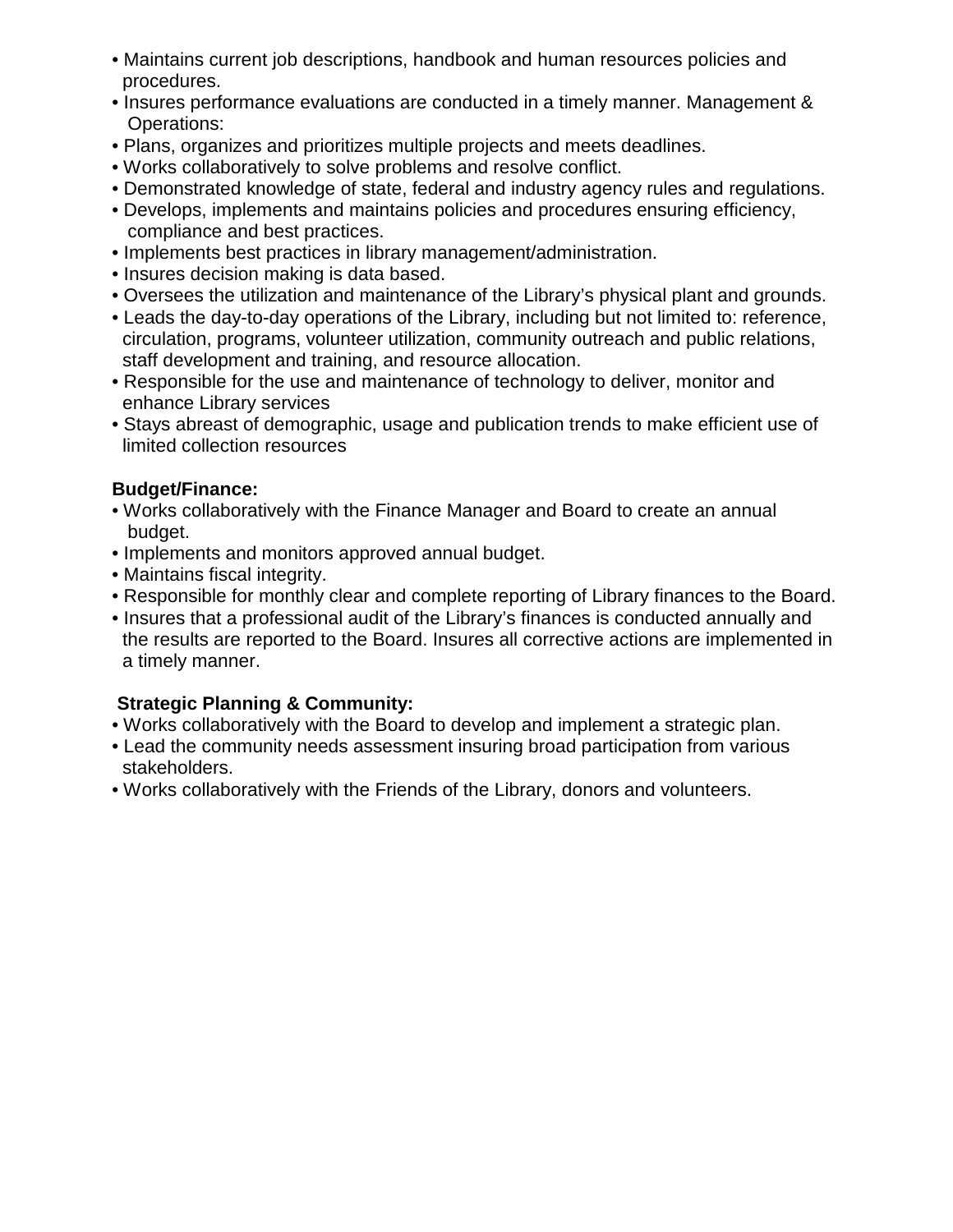- Maintains current job descriptions, handbook and human resources policies and procedures.
- Insures performance evaluations are conducted in a timely manner. Management & Operations:
- Plans, organizes and prioritizes multiple projects and meets deadlines.
- Works collaboratively to solve problems and resolve conflict.
- Demonstrated knowledge of state, federal and industry agency rules and regulations.
- Develops, implements and maintains policies and procedures ensuring efficiency, compliance and best practices.
- Implements best practices in library management/administration.
- Insures decision making is data based.
- Oversees the utilization and maintenance of the Library's physical plant and grounds.
- Leads the day-to-day operations of the Library, including but not limited to: reference, circulation, programs, volunteer utilization, community outreach and public relations, staff development and training, and resource allocation.
- Responsible for the use and maintenance of technology to deliver, monitor and enhance Library services
- Stays abreast of demographic, usage and publication trends to make efficient use of limited collection resources

**Budget/Finance:**

- Works collaboratively with the Finance Manager and Board to create an annual budget.
- Implements and monitors approved annual budget.
- Maintains fiscal integrity.
- Responsible for monthly clear and complete reporting of Library finances to the Board.
- Insures that a professional audit of the Library's finances is conducted annually and the results are reported to the Board. Insures all corrective actions are implemented in a timely manner.

**Strategic Planning & Community:**

- Works collaboratively with the Board to develop and implement a strategic plan.
- Lead the community needs assessment insuring broad participation from various stakeholders.
- Works collaboratively with the Friends of the Library, donors and volunteers.